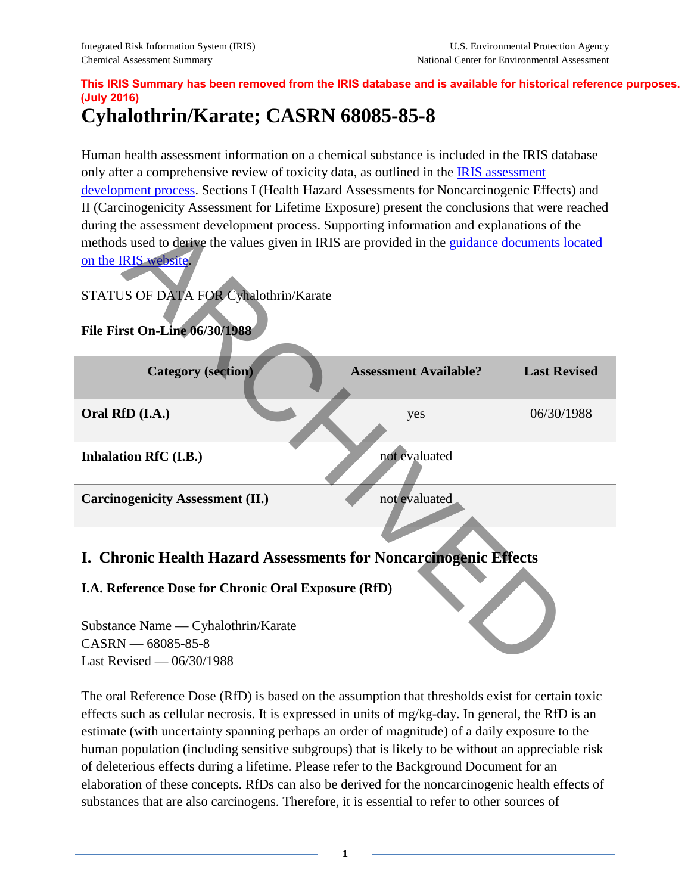This IRIS Summary has been removed from the IRIS database and is available for historical reference purposes. (July 2016)

# Cyhalothrin/Karate; CASRN 68085-85-8

Human health assessment information on a chemical substance is included in the IRIS database only after a comprehensive review of toxicity data, as outlined in the IRIS assessment development process. Sections I (Health Hazard Assessments for Noncarcinogenic Effects) and II (Carcinogenicity Assessment for Lifetime Exposure) present the conclusions that were reached during the assessment development process. Supporting information and explanations of the methods used to derive the values given in IRIS are provided in the guidance documents located on the IRIS website.

STATUS OF DATA FOR Cyhalothrin/Karate

**File First On-Line 06/30/1988**

| Category (section) | Assessment Available? | Last Revised |
|---|---|---|
| **Oral RfD (I.A.)** | yes | 06/30/1988 |
| **Inhalation RfC (I.B.)** | not evaluated | |
| **Carcinogenicity Assessment (II.)** | not evaluated | |

## I. Chronic Health Hazard Assessments for Noncarcinogenic Effects

### I.A. Reference Dose for Chronic Oral Exposure (RfD)

Substance Name — Cyhalothrin/Karate
CASRN — 68085-85-8
Last Revised — 06/30/1988

The oral Reference Dose (RfD) is based on the assumption that thresholds exist for certain toxic effects such as cellular necrosis. It is expressed in units of mg/kg-day. In general, the RfD is an estimate (with uncertainty spanning perhaps an order of magnitude) of a daily exposure to the human population (including sensitive subgroups) that is likely to be without an appreciable risk of deleterious effects during a lifetime. Please refer to the Background Document for an elaboration of these concepts. RfDs can also be derived for the noncarcinogenic health effects of substances that are also carcinogens. Therefore, it is essential to refer to other sources of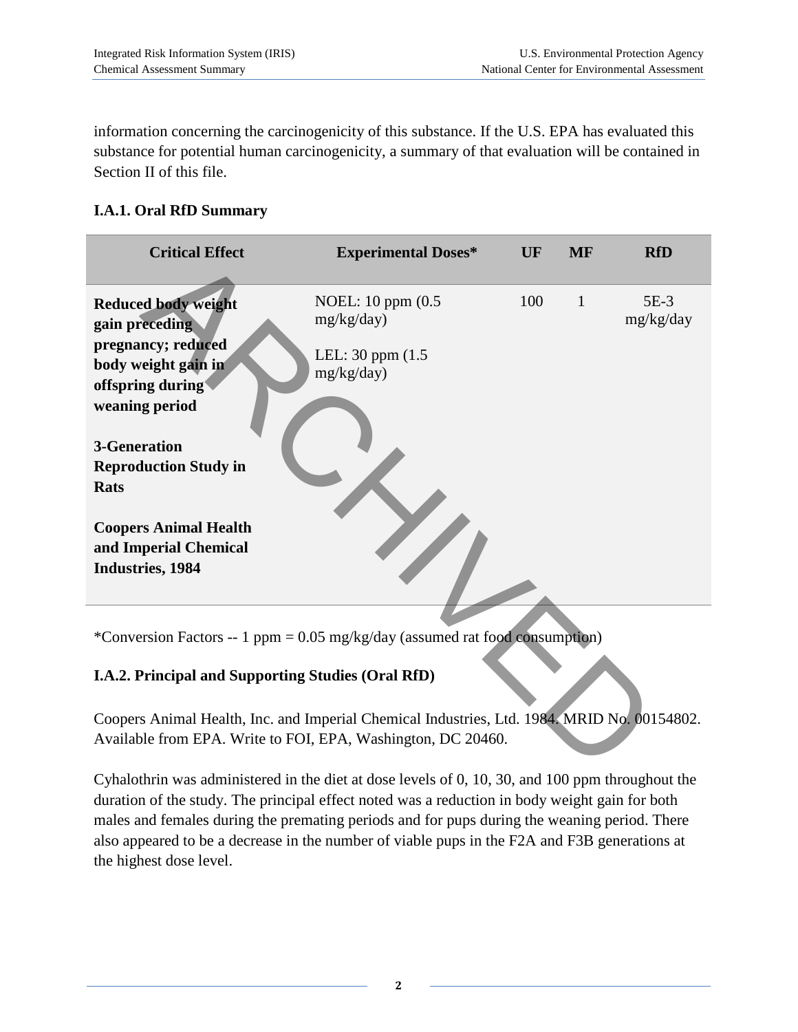information concerning the carcinogenicity of this substance. If the U.S. EPA has evaluated this substance for potential human carcinogenicity, a summary of that evaluation will be contained in Section II of this file.

### I.A.1. Oral RfD Summary

| Critical Effect | Experimental Doses* | UF | MF | RfD |
|---|---|---|---|---|
| **Reduced body weight gain preceding pregnancy; reduced body weight gain in offspring during weaning period**<br><br>**3-Generation Reproduction Study in Rats**<br><br>**Coopers Animal Health and Imperial Chemical Industries, 1984** | NOEL: 10 ppm (0.5 mg/kg/day)<br><br>LEL: 30 ppm (1.5 mg/kg/day) | 100 | 1 | 5E-3 mg/kg/day |

*Conversion Factors -- 1 ppm = 0.05 mg/kg/day (assumed rat food consumption)

### I.A.2. Principal and Supporting Studies (Oral RfD)

Coopers Animal Health, Inc. and Imperial Chemical Industries, Ltd. 1984. MRID No. 00154802. Available from EPA. Write to FOI, EPA, Washington, DC 20460.

Cyhalothrin was administered in the diet at dose levels of 0, 10, 30, and 100 ppm throughout the duration of the study. The principal effect noted was a reduction in body weight gain for both males and females during the premating periods and for pups during the weaning period. There also appeared to be a decrease in the number of viable pups in the F2A and F3B generations at the highest dose level.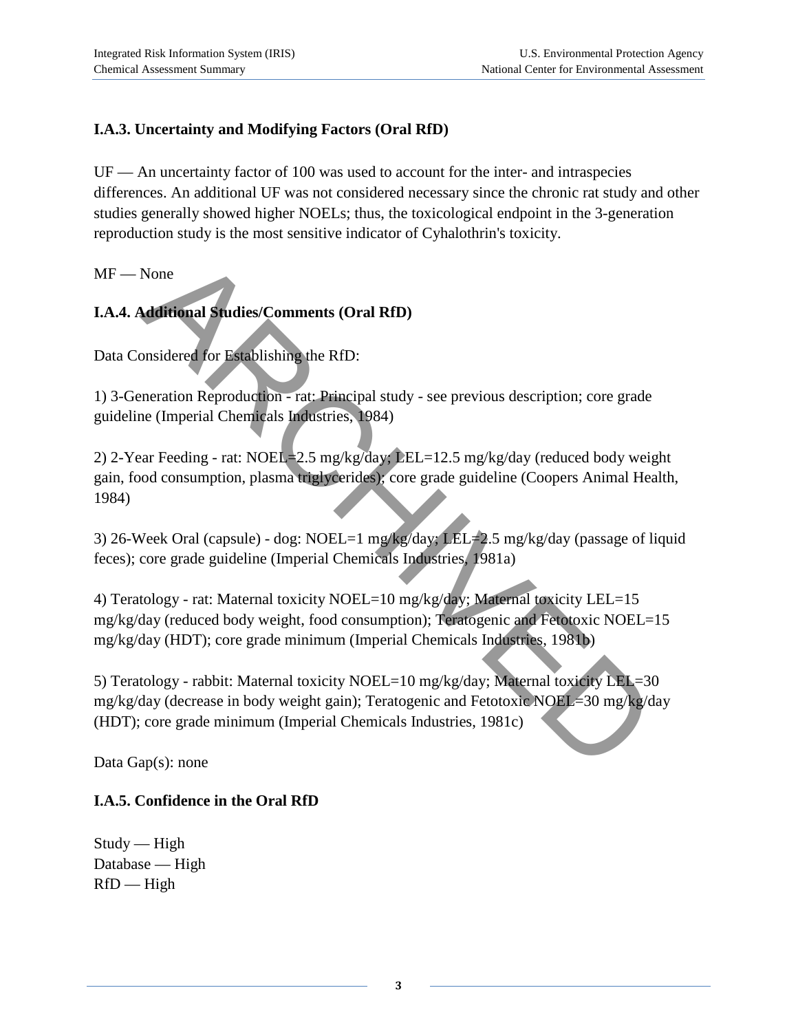### I.A.3. Uncertainty and Modifying Factors (Oral RfD)

UF — An uncertainty factor of 100 was used to account for the inter- and intraspecies differences. An additional UF was not considered necessary since the chronic rat study and other studies generally showed higher NOELs; thus, the toxicological endpoint in the 3-generation reproduction study is the most sensitive indicator of Cyhalothrin's toxicity.

MF — None

### I.A.4. Additional Studies/Comments (Oral RfD)

Data Considered for Establishing the RfD:

1) 3-Generation Reproduction - rat: Principal study - see previous description; core grade guideline (Imperial Chemicals Industries, 1984)

2) 2-Year Feeding - rat: NOEL=2.5 mg/kg/day; LEL=12.5 mg/kg/day (reduced body weight gain, food consumption, plasma triglycerides); core grade guideline (Coopers Animal Health, 1984)

3) 26-Week Oral (capsule) - dog: NOEL=1 mg/kg/day; LEL=2.5 mg/kg/day (passage of liquid feces); core grade guideline (Imperial Chemicals Industries, 1981a)

4) Teratology - rat: Maternal toxicity NOEL=10 mg/kg/day; Maternal toxicity LEL=15 mg/kg/day (reduced body weight, food consumption); Teratogenic and Fetotoxic NOEL=15 mg/kg/day (HDT); core grade minimum (Imperial Chemicals Industries, 1981b)

5) Teratology - rabbit: Maternal toxicity NOEL=10 mg/kg/day; Maternal toxicity LEL=30 mg/kg/day (decrease in body weight gain); Teratogenic and Fetotoxic NOEL=30 mg/kg/day (HDT); core grade minimum (Imperial Chemicals Industries, 1981c)

Data Gap(s): none

### I.A.5. Confidence in the Oral RfD

Study — High
Database — High
RfD — High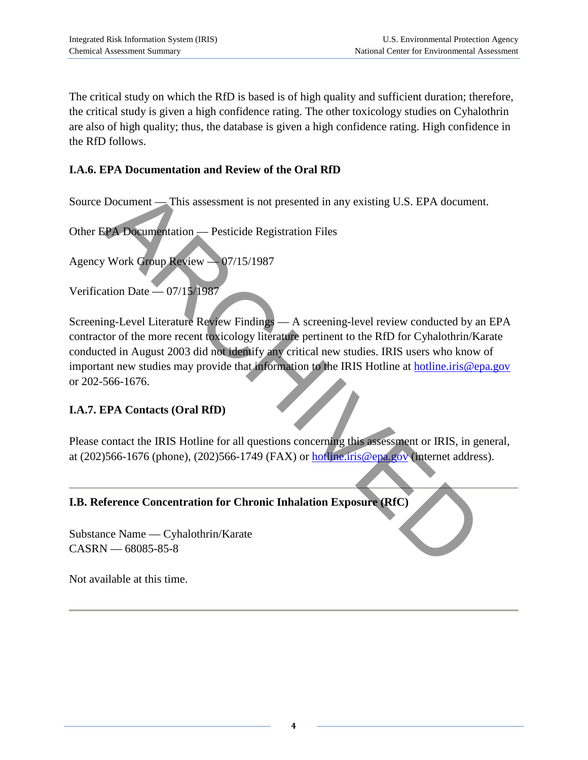The critical study on which the RfD is based is of high quality and sufficient duration; therefore, the critical study is given a high confidence rating. The other toxicology studies on Cyhalothrin are also of high quality; thus, the database is given a high confidence rating. High confidence in the RfD follows.

### I.A.6. EPA Documentation and Review of the Oral RfD

Source Document — This assessment is not presented in any existing U.S. EPA document.

Other EPA Documentation — Pesticide Registration Files

Agency Work Group Review — 07/15/1987

Verification Date — 07/15/1987

Screening-Level Literature Review Findings — A screening-level review conducted by an EPA contractor of the more recent toxicology literature pertinent to the RfD for Cyhalothrin/Karate conducted in August 2003 did not identify any critical new studies. IRIS users who know of important new studies may provide that information to the IRIS Hotline at hotline.iris@epa.gov or 202-566-1676.

### I.A.7. EPA Contacts (Oral RfD)

Please contact the IRIS Hotline for all questions concerning this assessment or IRIS, in general, at (202)566-1676 (phone), (202)566-1749 (FAX) or hotline.iris@epa.gov (internet address).

---

### I.B. Reference Concentration for Chronic Inhalation Exposure (RfC)

Substance Name — Cyhalothrin/Karate
CASRN — 68085-85-8

Not available at this time.

---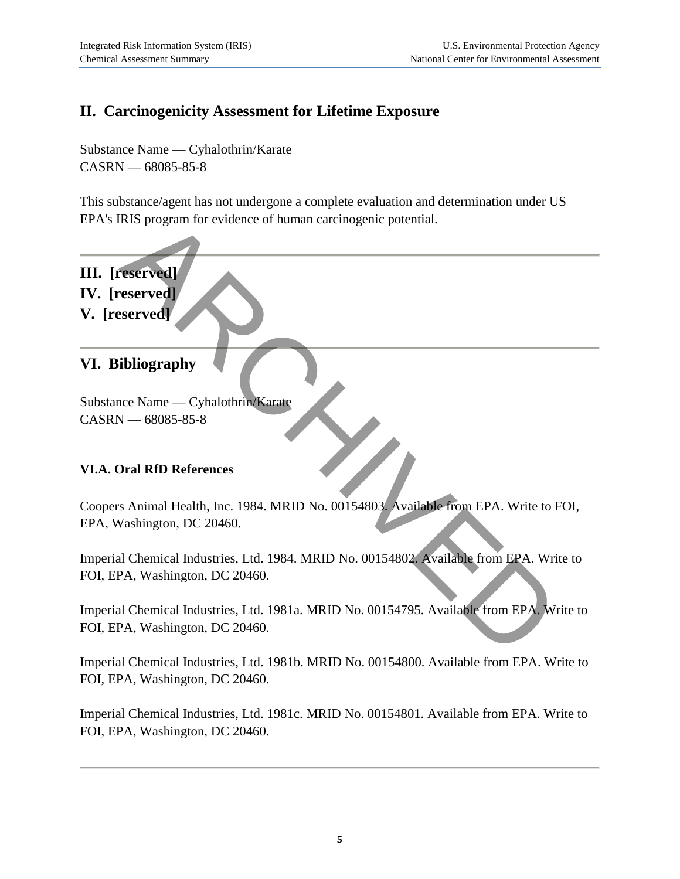## II. Carcinogenicity Assessment for Lifetime Exposure

Substance Name — Cyhalothrin/Karate
CASRN — 68085-85-8

This substance/agent has not undergone a complete evaluation and determination under US EPA's IRIS program for evidence of human carcinogenic potential.

---

## III. [reserved]
## IV. [reserved]
## V. [reserved]

---

## VI. Bibliography

Substance Name — Cyhalothrin/Karate
CASRN — 68085-85-8

### VI.A. Oral RfD References

Coopers Animal Health, Inc. 1984. MRID No. 00154803. Available from EPA. Write to FOI, EPA, Washington, DC 20460.

Imperial Chemical Industries, Ltd. 1984. MRID No. 00154802. Available from EPA. Write to FOI, EPA, Washington, DC 20460.

Imperial Chemical Industries, Ltd. 1981a. MRID No. 00154795. Available from EPA. Write to FOI, EPA, Washington, DC 20460.

Imperial Chemical Industries, Ltd. 1981b. MRID No. 00154800. Available from EPA. Write to FOI, EPA, Washington, DC 20460.

Imperial Chemical Industries, Ltd. 1981c. MRID No. 00154801. Available from EPA. Write to FOI, EPA, Washington, DC 20460.

---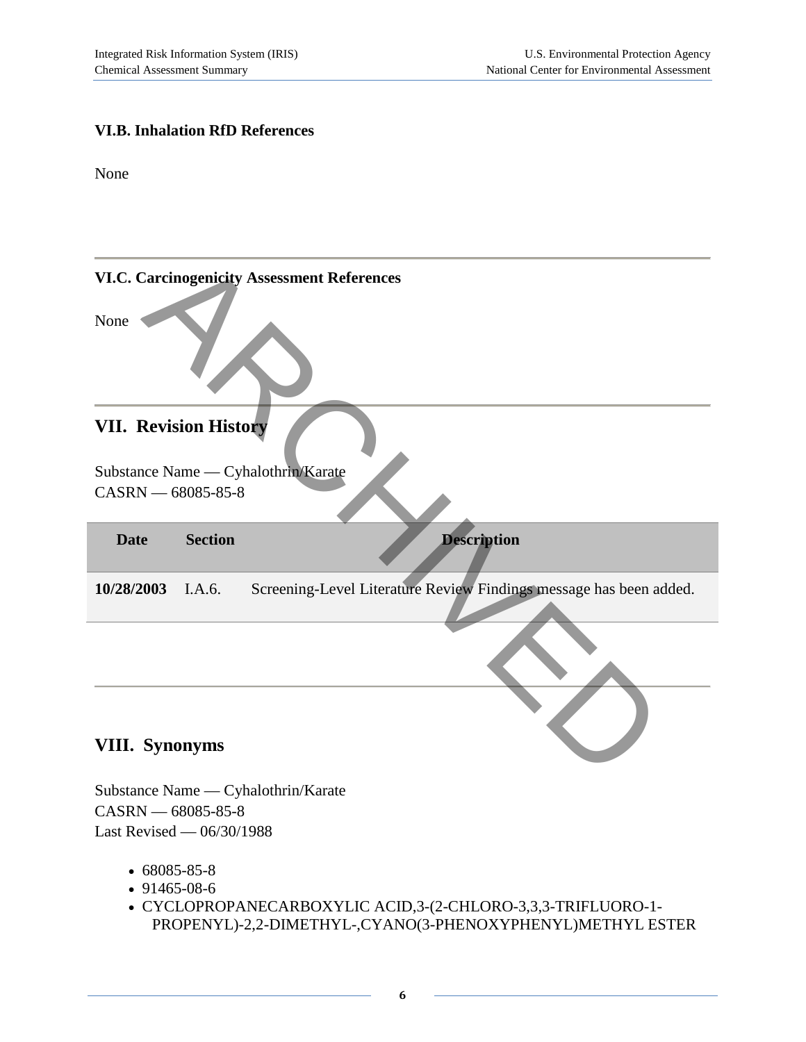### VI.B. Inhalation RfD References

None

---

### VI.C. Carcinogenicity Assessment References

None

---

## VII. Revision History

Substance Name — Cyhalothrin/Karate
CASRN — 68085-85-8

| Date | Section | Description |
|---|---|---|
| **10/28/2003** | I.A.6. | Screening-Level Literature Review Findings message has been added. |

---

## VIII. Synonyms

Substance Name — Cyhalothrin/Karate
CASRN — 68085-85-8
Last Revised — 06/30/1988

- 68085-85-8
- 91465-08-6
- CYCLOPROPANECARBOXYLIC ACID,3-(2-CHLORO-3,3,3-TRIFLUORO-1-PROPENYL)-2,2-DIMETHYL-,CYANO(3-PHENOXYPHENYL)METHYL ESTER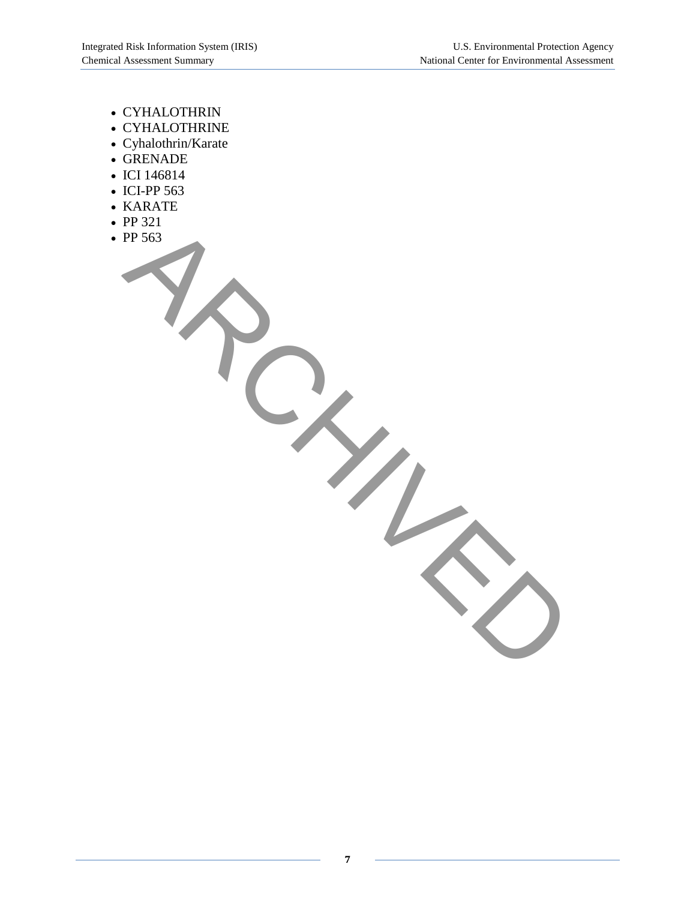- CYHALOTHRIN
- CYHALOTHRINE
- Cyhalothrin/Karate
- GRENADE
- ICI 146814
- ICI-PP 563
- KARATE
- PP 321
- PP 563

ARCHIVED